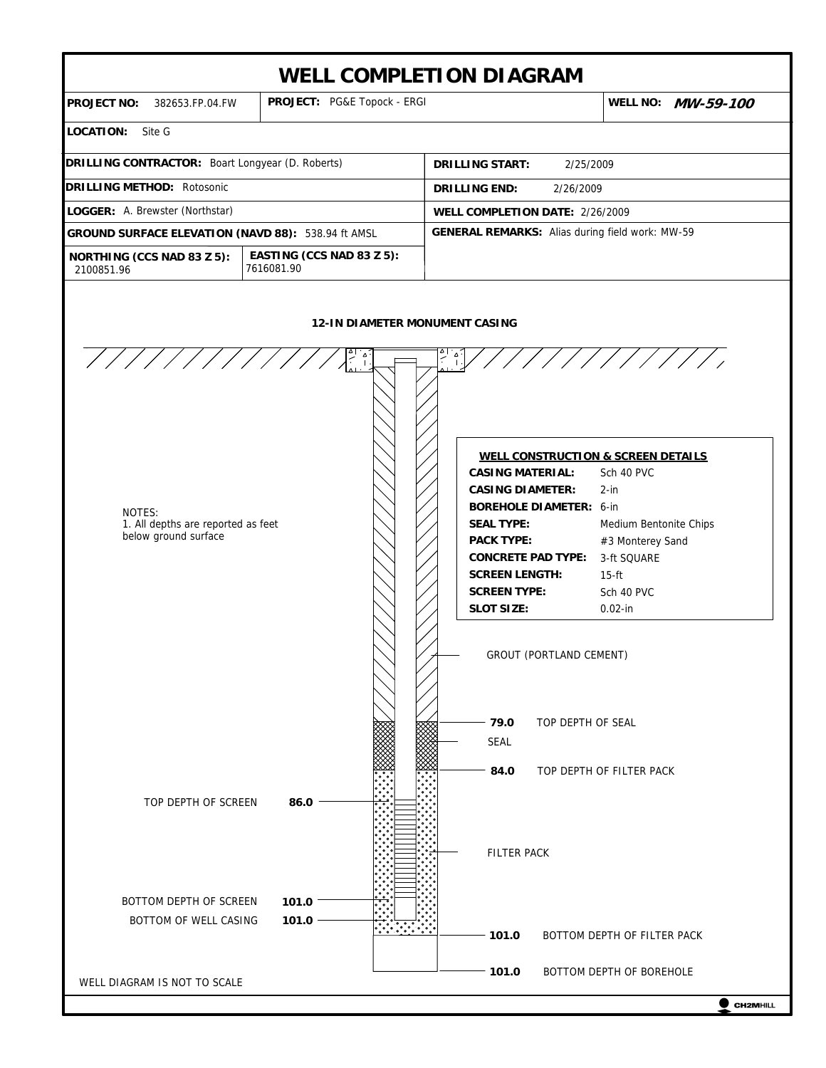# WELL COMPLETION DIAGRAM

| | | |
|---|---|---|
| **PROJECT NO:** 382653.FP.04.FW | **PROJECT:** PG&E Topock - ERGI | **WELL NO:** ***MW-59-100*** |

**LOCATION:** Site G

| | |
|---|---|
| **DRILLING CONTRACTOR:** Boart Longyear (D. Roberts) | **DRILLING START:** 2/25/2009 |
| **DRILLING METHOD:** Rotosonic | **DRILLING END:** 2/26/2009 |
| **LOGGER:** A. Brewster (Northstar) | **WELL COMPLETION DATE:** 2/26/2009 |
| **GROUND SURFACE ELEVATION (NAVD 88):** 538.94 ft AMSL | **GENERAL REMARKS:** Alias during field work: MW-59 |
| **NORTHING (CCS NAD 83 Z 5):** 2100851.96 — **EASTING (CCS NAD 83 Z 5):** 7616081.90 | |

**12-IN DIAMETER MONUMENT CASING**

NOTES:
1. All depths are reported as feet below ground surface

**WELL CONSTRUCTION & SCREEN DETAILS**

| | |
|---|---|
| **CASING MATERIAL:** | Sch 40 PVC |
| **CASING DIAMETER:** | 2-in |
| **BOREHOLE DIAMETER:** | 6-in |
| **SEAL TYPE:** | Medium Bentonite Chips |
| **PACK TYPE:** | #3 Monterey Sand |
| **CONCRETE PAD TYPE:** | 3-ft SQUARE |
| **SCREEN LENGTH:** | 15-ft |
| **SCREEN TYPE:** | Sch 40 PVC |
| **SLOT SIZE:** | 0.02-in |

GROUT (PORTLAND CEMENT)

**79.0** TOP DEPTH OF SEAL

SEAL

**84.0** TOP DEPTH OF FILTER PACK

TOP DEPTH OF SCREEN **86.0**

FILTER PACK

BOTTOM DEPTH OF SCREEN **101.0**

BOTTOM OF WELL CASING **101.0**

**101.0** BOTTOM DEPTH OF FILTER PACK

**101.0** BOTTOM DEPTH OF BOREHOLE

WELL DIAGRAM IS NOT TO SCALE

CH2MHILL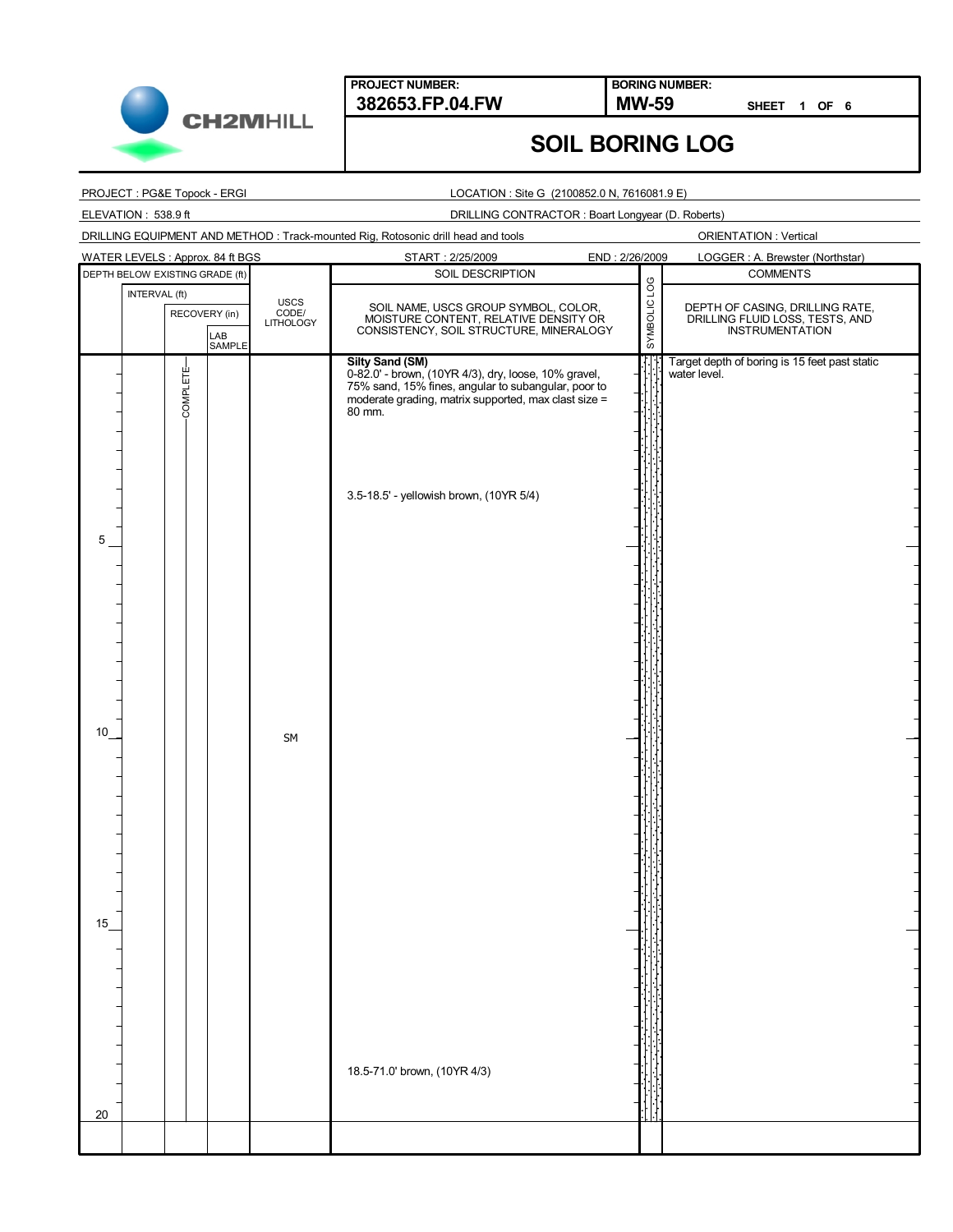**PROJECT NUMBER:** 382653.FP.04.FW

**BORING NUMBER:** MW-59 SHEET 1 OF 6

# SOIL BORING LOG

PROJECT : PG&E Topock - ERGI

LOCATION : Site G (2100852.0 N, 7616081.9 E)

ELEVATION : 538.9 ft

DRILLING CONTRACTOR : Boart Longyear (D. Roberts)

DRILLING EQUIPMENT AND METHOD : Track-mounted Rig, Rotosonic drill head and tools

ORIENTATION : Vertical

WATER LEVELS : Approx. 84 ft BGS

START : 2/25/2009

END : 2/26/2009

LOGGER : A. Brewster (Northstar)

| DEPTH BELOW EXISTING GRADE (ft) | INTERVAL (ft) | RECOVERY (in) | LAB SAMPLE | USCS CODE/ LITHOLOGY | SOIL DESCRIPTION: SOIL NAME, USCS GROUP SYMBOL, COLOR, MOISTURE CONTENT, RELATIVE DENSITY OR CONSISTENCY, SOIL STRUCTURE, MINERALOGY | SYMBOLIC LOG | COMMENTS: DEPTH OF CASING, DRILLING RATE, DRILLING FLUID LOSS, TESTS, AND INSTRUMENTATION |
|---|---|---|---|---|---|---|---|
| | | COMPLETE | | | **Silty Sand (SM)** 0-82.0' - brown, (10YR 4/3), dry, loose, 10% gravel, 75% sand, 15% fines, angular to subangular, poor to moderate grading, matrix supported, max clast size = 80 mm. | | Target depth of boring is 15 feet past static water level. |
| | | | | | 3.5-18.5' - yellowish brown, (10YR 5/4) | | |
| 5 | | | | | | | |
| 10 | | | | SM | | | |
| 15 | | | | | | | |
| | | | | | 18.5-71.0' brown, (10YR 4/3) | | |
| 20 | | | | | | | |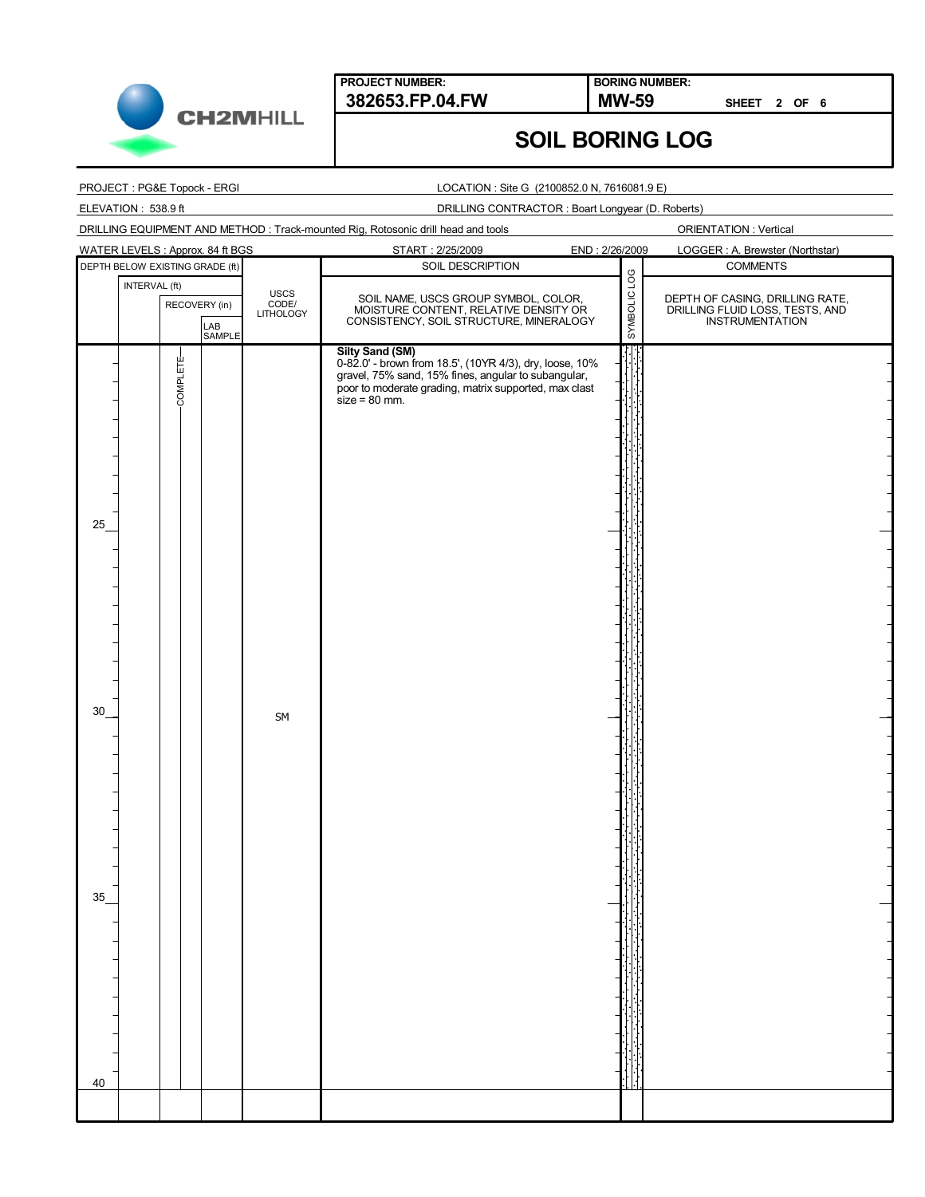CH2MHILL

**PROJECT NUMBER:** 382653.FP.04.FW

**BORING NUMBER:** MW-59

**SHEET 2 OF 6**

# SOIL BORING LOG

PROJECT : PG&E Topock - ERGI

LOCATION : Site G (2100852.0 N, 7616081.9 E)

ELEVATION : 538.9 ft

DRILLING CONTRACTOR : Boart Longyear (D. Roberts)

DRILLING EQUIPMENT AND METHOD : Track-mounted Rig, Rotosonic drill head and tools

ORIENTATION : Vertical

WATER LEVELS : Approx. 84 ft BGS

START : 2/25/2009

END : 2/26/2009

LOGGER : A. Brewster (Northstar)

| DEPTH BELOW EXISTING GRADE (ft) | INTERVAL (ft) | RECOVERY (in) | LAB SAMPLE | USCS CODE/ LITHOLOGY | SOIL DESCRIPTION: SOIL NAME, USCS GROUP SYMBOL, COLOR, MOISTURE CONTENT, RELATIVE DENSITY OR CONSISTENCY, SOIL STRUCTURE, MINERALOGY | SYMBOLIC LOG | COMMENTS: DEPTH OF CASING, DRILLING RATE, DRILLING FLUID LOSS, TESTS, AND INSTRUMENTATION |
|---|---|---|---|---|---|---|---|
| | | COMPLETE | | | **Silty Sand (SM)** 0-82.0' - brown from 18.5', (10YR 4/3), dry, loose, 10% gravel, 75% sand, 15% fines, angular to subangular, poor to moderate grading, matrix supported, max clast size = 80 mm. | | |
| 25 | | | | | | | |
| 30 | | | | SM | | | |
| 35 | | | | | | | |
| 40 | | | | | | | |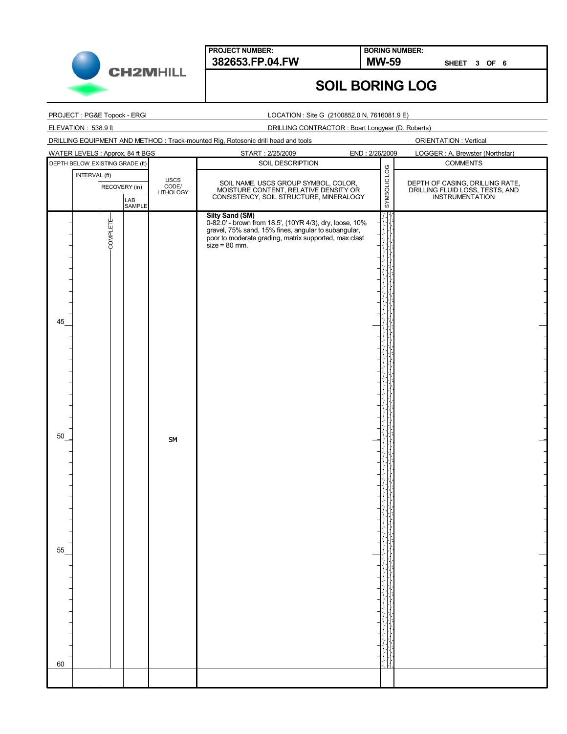| PROJECT NUMBER: | BORING NUMBER: |
|---|---|
| 382653.FP.04.FW | MW-59 SHEET 3 OF 6 |

# SOIL BORING LOG

PROJECT : PG&E Topock - ERGI | LOCATION : Site G (2100852.0 N, 7616081.9 E)

ELEVATION : 538.9 ft | DRILLING CONTRACTOR : Boart Longyear (D. Roberts)

DRILLING EQUIPMENT AND METHOD : Track-mounted Rig, Rotosonic drill head and tools | ORIENTATION : Vertical

WATER LEVELS : Approx. 84 ft BGS | START : 2/25/2009 | END : 2/26/2009 | LOGGER : A. Brewster (Northstar)

| DEPTH BELOW EXISTING GRADE (ft) | INTERVAL (ft) | RECOVERY (in) | LAB SAMPLE | USCS CODE/ LITHOLOGY | SOIL DESCRIPTION: SOIL NAME, USCS GROUP SYMBOL, COLOR, MOISTURE CONTENT, RELATIVE DENSITY OR CONSISTENCY, SOIL STRUCTURE, MINERALOGY | SYMBOLIC LOG | COMMENTS: DEPTH OF CASING, DRILLING RATE, DRILLING FLUID LOSS, TESTS, AND INSTRUMENTATION |
|---|---|---|---|---|---|---|---|
| | | COMPLETE | | | **Silty Sand (SM)** 0-82.0' - brown from 18.5', (10YR 4/3), dry, loose, 10% gravel, 75% sand, 15% fines, angular to subangular, poor to moderate grading, matrix supported, max clast size = 80 mm. | | |
| 45 | | | | | | | |
| 50 | | | | SM | | | |
| 55 | | | | | | | |
| 60 | | | | | | | |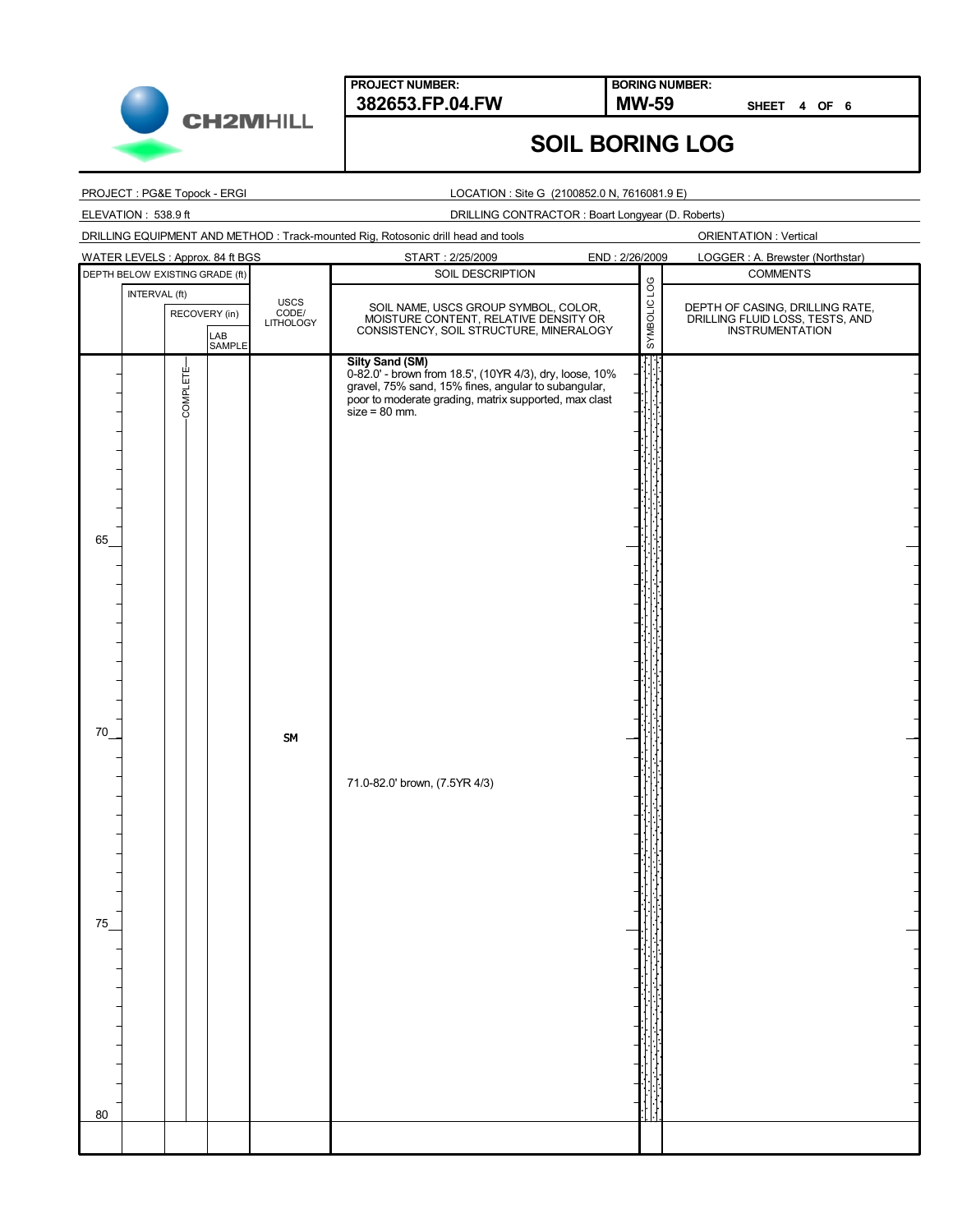CH2MHILL

| PROJECT NUMBER: | BORING NUMBER: |
|---|---|
| 382653.FP.04.FW | MW-59 SHEET 4 OF 6 |

# SOIL BORING LOG

PROJECT : PG&E Topock - ERGI  LOCATION : Site G (2100852.0 N, 7616081.9 E)

ELEVATION : 538.9 ft  DRILLING CONTRACTOR : Boart Longyear (D. Roberts)

DRILLING EQUIPMENT AND METHOD : Track-mounted Rig, Rotosonic drill head and tools  ORIENTATION : Vertical

WATER LEVELS : Approx. 84 ft BGS  START : 2/25/2009  END : 2/26/2009  LOGGER : A. Brewster (Northstar)

| DEPTH BELOW EXISTING GRADE (ft) | INTERVAL (ft) | RECOVERY (in) | LAB SAMPLE | USCS CODE/ LITHOLOGY | SOIL DESCRIPTION: SOIL NAME, USCS GROUP SYMBOL, COLOR, MOISTURE CONTENT, RELATIVE DENSITY OR CONSISTENCY, SOIL STRUCTURE, MINERALOGY | SYMBOLIC LOG | COMMENTS: DEPTH OF CASING, DRILLING RATE, DRILLING FLUID LOSS, TESTS, AND INSTRUMENTATION |
|---|---|---|---|---|---|---|---|
| | | COMPLETE | | | **Silty Sand (SM)** 0-82.0' - brown from 18.5', (10YR 4/3), dry, loose, 10% gravel, 75% sand, 15% fines, angular to subangular, poor to moderate grading, matrix supported, max clast size = 80 mm. | | |
| 65 | | | | | | | |
| 70 | | | | SM | | | |
| | | | | | 71.0-82.0' brown, (7.5YR 4/3) | | |
| 75 | | | | | | | |
| 80 | | | | | | | |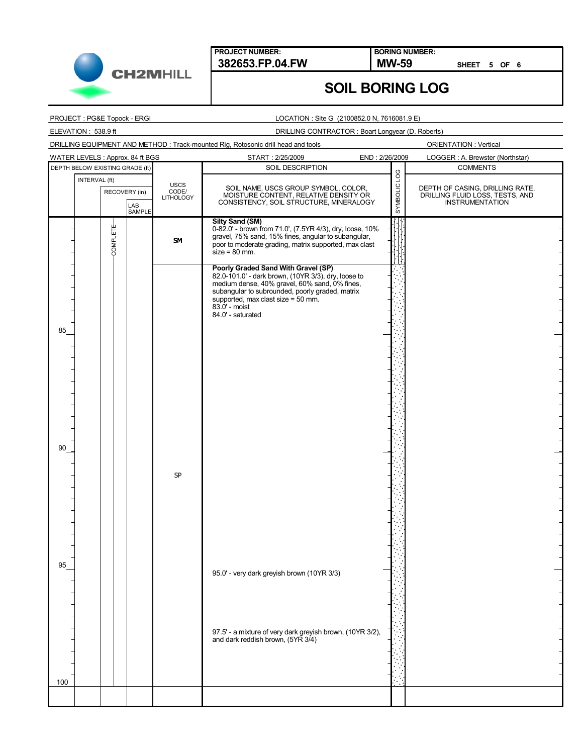**PROJECT NUMBER:** 382653.FP.04.FW

**BORING NUMBER:** MW-59

SHEET 5 OF 6

# SOIL BORING LOG

PROJECT : PG&E Topock - ERGI

LOCATION : Site G (2100852.0 N, 7616081.9 E)

ELEVATION : 538.9 ft

DRILLING CONTRACTOR : Boart Longyear (D. Roberts)

DRILLING EQUIPMENT AND METHOD : Track-mounted Rig, Rotosonic drill head and tools

ORIENTATION : Vertical

WATER LEVELS : Approx. 84 ft BGS

START : 2/25/2009

END : 2/26/2009

LOGGER : A. Brewster (Northstar)

| DEPTH BELOW EXISTING GRADE (ft) | INTERVAL (ft) | RECOVERY (in) | LAB SAMPLE | USCS CODE/ LITHOLOGY | SOIL DESCRIPTION: SOIL NAME, USCS GROUP SYMBOL, COLOR, MOISTURE CONTENT, RELATIVE DENSITY OR CONSISTENCY, SOIL STRUCTURE, MINERALOGY | SYMBOLIC LOG | COMMENTS: DEPTH OF CASING, DRILLING RATE, DRILLING FLUID LOSS, TESTS, AND INSTRUMENTATION |
|---|---|---|---|---|---|---|---|
| | | COMPLETE | | SM | **Silty Sand (SM)** 0-82.0' - brown from 71.0', (7.5YR 4/3), dry, loose, 10% gravel, 75% sand, 15% fines, angular to subangular, poor to moderate grading, matrix supported, max clast size = 80 mm. | | |
| | | | | SP | **Poorly Graded Sand With Gravel (SP)** 82.0-101.0' - dark brown, (10YR 3/3), dry, loose to medium dense, 40% gravel, 60% sand, 0% fines, subangular to subrounded, poorly graded, matrix supported, max clast size = 50 mm. 83.0' - moist 84.0' - saturated | | |
| 85 | | | | | | | |
| 90 | | | | | | | |
| 95 | | | | | 95.0' - very dark greyish brown (10YR 3/3) | | |
| | | | | | 97.5' - a mixture of very dark greyish brown, (10YR 3/2), and dark reddish brown, (5YR 3/4) | | |
| 100 | | | | | | | |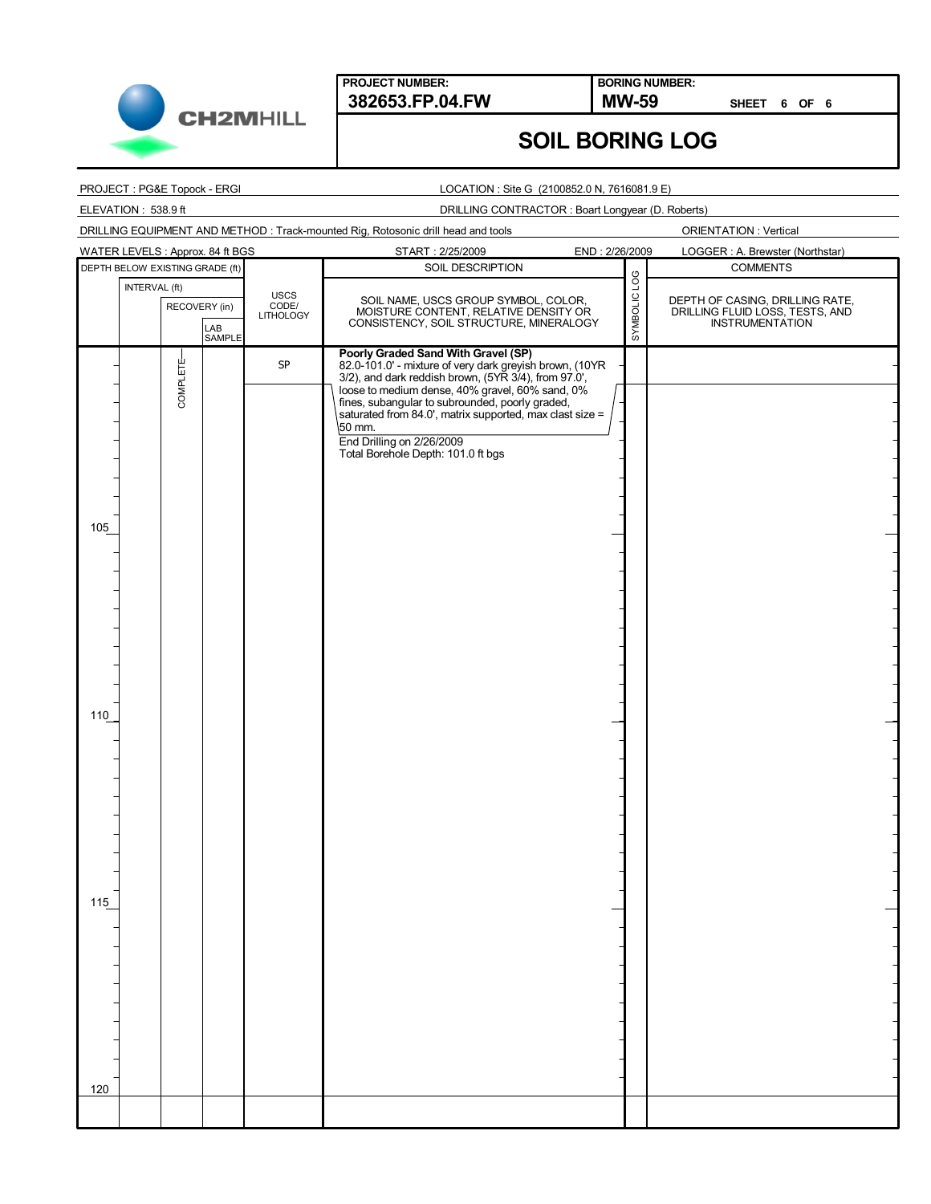CH2MHILL

**PROJECT NUMBER:** 382653.FP.04.FW

**BORING NUMBER:** MW-59

**SHEET 6 OF 6**

# SOIL BORING LOG

PROJECT : PG&E Topock - ERGI

LOCATION : Site G (2100852.0 N, 7616081.9 E)

ELEVATION : 538.9 ft

DRILLING CONTRACTOR : Boart Longyear (D. Roberts)

DRILLING EQUIPMENT AND METHOD : Track-mounted Rig, Rotosonic drill head and tools

ORIENTATION : Vertical

WATER LEVELS : Approx. 84 ft BGS

START : 2/25/2009

END : 2/26/2009

LOGGER : A. Brewster (Northstar)

| DEPTH BELOW EXISTING GRADE (ft) | INTERVAL (ft) | RECOVERY (in) | LAB SAMPLE | USCS CODE/ LITHOLOGY | SOIL DESCRIPTION: SOIL NAME, USCS GROUP SYMBOL, COLOR, MOISTURE CONTENT, RELATIVE DENSITY OR CONSISTENCY, SOIL STRUCTURE, MINERALOGY | SYMBOLIC LOG | COMMENTS: DEPTH OF CASING, DRILLING RATE, DRILLING FLUID LOSS, TESTS, AND INSTRUMENTATION |
|---|---|---|---|---|---|---|---|
| | | COMPLETE | | SP | **Poorly Graded Sand With Gravel (SP)** 82.0-101.0' - mixture of very dark greyish brown, (10YR 3/2), and dark reddish brown, (5YR 3/4), from 97.0', loose to medium dense, 40% gravel, 60% sand, 0% fines, subangular to subrounded, poorly graded, saturated from 84.0', matrix supported, max clast size = 50 mm. | | |
| | | | | | End Drilling on 2/26/2009<br>Total Borehole Depth: 101.0 ft bgs | | |
| 105 | | | | | | | |
| 110 | | | | | | | |
| 115 | | | | | | | |
| 120 | | | | | | | |